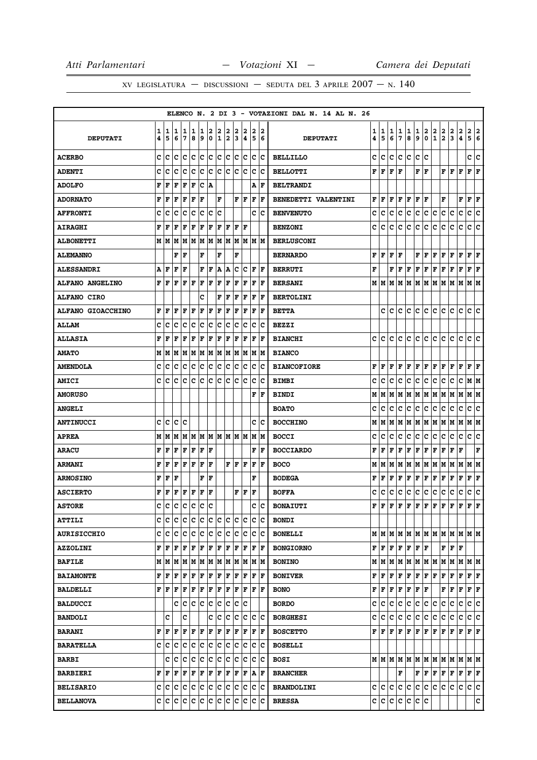XV LEGISLATURA — DISCUSSIONI — SEDUTA DEL 3 APRILE 2007 — N. 140

ELENCO N. 2 DI 3 - VOTAZIONI DAL N. 14 AL N. 26

| DEPUTATI | 14 | 15 | 16 | 17 | 18 | 19 | 20 | 21 | 22 | 23 | 24 | 25 | 26 | DEPUTATI | 14 | 15 | 16 | 17 | 18 | 19 | 20 | 21 | 22 | 23 | 24 | 25 | 26 |
|---|---|---|---|---|---|---|---|---|---|---|---|---|---|---|---|---|---|---|---|---|---|---|---|---|---|---|---|
| ACERBO | C | C | C | C | C | C | C | C | C | C | C | C | C | BELLILLO | C | C | C | C | C | C | C | | | | | C | C |
| ADENTI | C | C | C | C | C | C | C | C | C | C | C | C | C | BELLOTTI | F | F | F | F | | F | F | | F | F | F | F | F |
| ADOLFO | F | F | F | F | F | C | A | | | | | A | F | BELTRANDI | | | | | | | | | | | | | |
| ADORNATO | F | F | F | F | F | F | | F | | F | F | F | F | BENEDETTI VALENTINI | F | F | F | F | F | F | F | | F | | F | F | F |
| AFFRONTI | C | C | C | C | C | C | C | C | | | | C | C | BENVENUTO | C | C | C | C | C | C | C | C | C | C | C | C | C |
| AIRAGHI | F | F | F | F | F | F | F | F | F | F | F | | | BENZONI | C | C | C | C | C | C | C | C | C | C | C | C | C |
| ALBONETTI | M | M | M | M | M | M | M | M | M | M | M | M | M | BERLUSCONI | | | | | | | | | | | | | |
| ALEMANNO | | | F | F | | F | | F | | F | | | | BERNARDO | F | F | F | F | | F | F | F | F | F | F | F | F |
| ALESSANDRI | A | F | F | F | | F | F | A | A | C | C | F | F | BERRUTI | F | | F | F | F | F | F | F | F | F | F | F | F |
| ALFANO ANGELINO | F | F | F | F | F | F | F | F | F | F | F | F | F | BERSANI | M | M | M | M | M | M | M | M | M | M | M | M | M |
| ALFANO CIRO | | | | | | C | | F | F | F | F | F | F | BERTOLINI | | | | | | | | | | | | | |
| ALFANO GIOACCHINO | F | F | F | F | F | F | F | F | F | F | F | F | F | BETTA | | C | C | C | C | C | C | C | C | C | C | C | C |
| ALLAM | C | C | C | C | C | C | C | C | C | C | C | C | C | BEZZI | | | | | | | | | | | | | |
| ALLASIA | F | F | F | F | F | F | F | F | F | F | F | F | F | BIANCHI | C | C | C | C | C | C | C | C | C | C | C | C | C |
| AMATO | M | M | M | M | M | M | M | M | M | M | M | M | M | BIANCO | | | | | | | | | | | | | |
| AMENDOLA | C | C | C | C | C | C | C | C | C | C | C | C | C | BIANCOFIORE | F | F | F | F | F | F | F | F | F | F | F | F | F |
| AMICI | C | C | C | C | C | C | C | C | C | C | C | C | C | BIMBI | C | C | C | C | C | C | C | C | C | C | C | M | M |
| AMORUSO | | | | | | | | | | | | F | F | BINDI | M | M | M | M | M | M | M | M | M | M | M | M | M |
| ANGELI | | | | | | | | | | | | | | BOATO | C | C | C | C | C | C | C | C | C | C | C | C | C |
| ANTINUCCI | C | C | C | C | | | | | | | | C | C | BOCCHINO | M | M | M | M | M | M | M | M | M | M | M | M | M |
| APREA | M | M | M | M | M | M | M | M | M | M | M | M | M | BOCCI | C | C | C | C | C | C | C | C | C | C | C | C | C |
| ARACU | F | F | F | F | F | F | F | | | | | F | F | BOCCIARDO | F | F | F | F | F | F | F | F | F | F | F | | F |
| ARMANI | F | F | F | F | F | F | F | | F | F | F | F | F | BOCO | M | M | M | M | M | M | M | M | M | M | M | M | M |
| ARMOSINO | F | F | F | | | F | F | | | | | F | | BODEGA | F | F | F | F | F | F | F | F | F | F | F | F | F |
| ASCIERTO | F | F | F | F | F | F | F | | | F | F | F | | BOFFA | C | C | C | C | C | C | C | C | C | C | C | C | C |
| ASTORE | C | C | C | C | C | C | C | | | | | C | C | BONAIUTI | F | F | F | F | F | F | F | F | F | F | F | F | F |
| ATTILI | C | C | C | C | C | C | C | C | C | C | C | C | C | BONDI | | | | | | | | | | | | | |
| AURISICCHIO | C | C | C | C | C | C | C | C | C | C | C | C | C | BONELLI | M | M | M | M | M | M | M | M | M | M | M | M | M |
| AZZOLINI | F | F | F | F | F | F | F | F | F | F | F | F | F | BONGIORNO | F | F | F | F | F | F | F | | F | F | F | | |
| BAFILE | M | M | M | M | M | M | M | M | M | M | M | M | M | BONINO | M | M | M | M | M | M | M | M | M | M | M | M | M |
| BAIAMONTE | F | F | F | F | F | F | F | F | F | F | F | F | F | BONIVER | F | F | F | F | F | F | F | F | F | F | F | F | F |
| BALDELLI | F | F | F | F | F | F | F | F | F | F | F | F | F | BONO | F | F | F | F | F | F | F | | F | F | F | F | F |
| BALDUCCI | | | C | C | C | C | C | C | C | C | C | | | BORDO | C | C | C | C | C | C | C | C | C | C | C | C | C |
| BANDOLI | | C | | C | | | C | C | C | C | C | C | C | BORGHESI | C | C | C | C | C | C | C | C | C | C | C | C | C |
| BARANI | F | F | F | F | F | F | F | F | F | F | F | F | F | BOSCETTO | F | F | F | F | F | F | F | F | F | F | F | F | F |
| BARATELLA | C | C | C | C | C | C | C | C | C | C | C | C | C | BOSELLI | | | | | | | | | | | | | |
| BARBI | | C | C | C | C | C | C | C | C | C | C | C | C | BOSI | M | M | M | M | M | M | M | M | M | M | M | M | M |
| BARBIERI | F | F | F | F | F | F | F | F | F | F | F | A | F | BRANCHER | | | | F | | F | F | F | F | F | F | F | F |
| BELISARIO | C | C | C | C | C | C | C | C | C | C | C | C | C | BRANDOLINI | C | C | C | C | C | C | C | C | C | C | C | C | C |
| BELLANOVA | C | C | C | C | C | C | C | C | C | C | C | C | C | BRESSA | C | C | C | C | C | C | C | | | | | | C |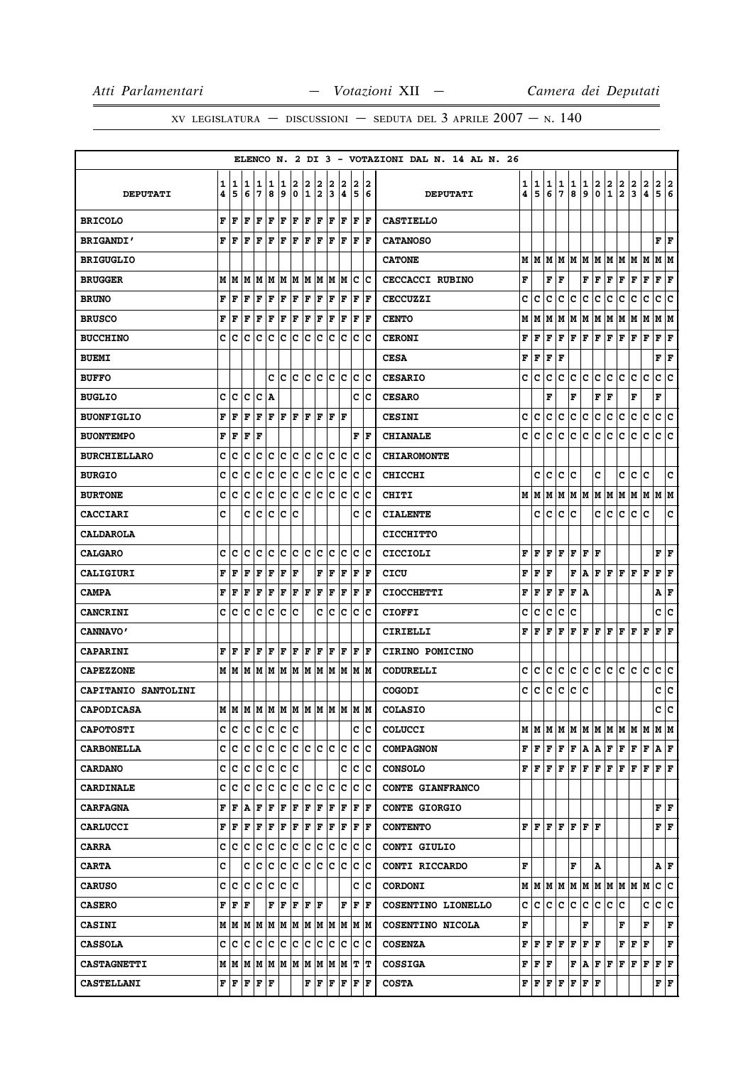ELENCO N. 2 DI 3 - VOTAZIONI DAL N. 14 AL N. 26

| DEPUTATI | 14 | 15 | 16 | 17 | 18 | 19 | 20 | 21 | 22 | 23 | 24 | 25 | 26 | DEPUTATI | 14 | 15 | 16 | 17 | 18 | 19 | 20 | 21 | 22 | 23 | 24 | 25 | 26 |
|---|---|---|---|---|---|---|---|---|---|---|---|---|---|---|---|---|---|---|---|---|---|---|---|---|---|---|---|
| BRICOLO | F | F | F | F | F | F | F | F | F | F | F | F | F | CASTIELLO | | | | | | | | | | | | | |
| BRIGANDI' | F | F | F | F | F | F | F | F | F | F | F | F | F | CATANOSO | | | | | | | | | | | | F | F |
| BRIGUGLIO | | | | | | | | | | | | | | CATONE | M | M | M | M | M | M | M | M | M | M | M | M | M |
| BRUGGER | M | M | M | M | M | M | M | M | M | M | M | C | C | CECCACCI RUBINO | F | | F | F | | F | F | F | F | F | F | F | F |
| BRUNO | F | F | F | F | F | F | F | F | F | F | F | F | F | CECCUZZI | C | C | C | C | C | C | C | C | C | C | C | C | C |
| BRUSCO | F | F | F | F | F | F | F | F | F | F | F | F | F | CENTO | M | M | M | M | M | M | M | M | M | M | M | M | M |
| BUCCHINO | C | C | C | C | C | C | C | C | C | C | C | C | C | CERONI | F | F | F | F | F | F | F | F | F | F | F | F | F |
| BUEMI | | | | | | | | | | | | | | CESA | F | F | F | F | | | | | | | | F | F |
| BUFFO | | | | | C | C | C | C | C | C | C | C | C | CESARIO | C | C | C | C | C | C | C | C | C | C | C | C | C |
| BUGLIO | C | C | C | C | A | | | | | | | C | C | CESARO | | | F | | F | | F | F | | F | | F | |
| BUONFIGLIO | F | F | F | F | F | F | F | F | F | F | F | | | CESINI | C | C | C | C | C | C | C | C | C | C | C | C | C |
| BUONTEMPO | F | F | F | F | | | | | | | | F | F | CHIANALE | C | C | C | C | C | C | C | C | C | C | C | C | C |
| BURCHIELLARO | C | C | C | C | C | C | C | C | C | C | C | C | C | CHIAROMONTE | | | | | | | | | | | | | |
| BURGIO | C | C | C | C | C | C | C | C | C | C | C | C | C | CHICCHI | | C | C | C | C | | C | | C | C | C | | C |
| BURTONE | C | C | C | C | C | C | C | C | C | C | C | C | C | CHITI | M | M | M | M | M | M | M | M | M | M | M | M | M |
| CACCIARI | C | | C | C | C | C | C | | | | | C | C | CIALENTE | | C | C | C | C | | C | C | C | C | C | | C |
| CALDAROLA | | | | | | | | | | | | | | CICCHITTO | | | | | | | | | | | | | |
| CALGARO | C | C | C | C | C | C | C | C | C | C | C | C | C | CICCIOLI | F | F | F | F | F | F | F | | | | | F | F |
| CALIGIURI | F | F | F | F | F | F | F | | F | F | F | F | F | CICU | F | F | F | | F | A | F | F | F | F | F | F | F |
| CAMPA | F | F | F | F | F | F | F | F | F | F | F | F | F | CIOCCHETTI | F | F | F | F | F | A | | | | | | A | F |
| CANCRINI | C | C | C | C | C | C | C | | C | C | C | C | C | CIOFFI | C | C | C | C | C | | | | | | | C | C |
| CANNAVO' | | | | | | | | | | | | | | CIRIELLI | F | F | F | F | F | F | F | F | F | F | F | F | F |
| CAPARINI | F | F | F | F | F | F | F | F | F | F | F | F | F | CIRINO POMICINO | | | | | | | | | | | | | |
| CAPEZZONE | M | M | M | M | M | M | M | M | M | M | M | M | M | CODURELLI | C | C | C | C | C | C | C | C | C | C | C | C | C |
| CAPITANIO SANTOLINI | | | | | | | | | | | | | | COGODI | C | C | C | C | C | C | | | | | | C | C |
| CAPODICASA | M | M | M | M | M | M | M | M | M | M | M | M | M | COLASIO | | | | | | | | | | | | C | C |
| CAPOTOSTI | C | C | C | C | C | C | C | | | | | C | C | COLUCCI | M | M | M | M | M | M | M | M | M | M | M | M | M |
| CARBONELLA | C | C | C | C | C | C | C | C | C | C | C | C | C | COMPAGNON | F | F | F | F | F | A | A | F | F | F | F | A | F |
| CARDANO | C | C | C | C | C | C | C | | | | C | C | C | CONSOLO | F | F | F | F | F | F | F | F | F | F | F | F | F |
| CARDINALE | C | C | C | C | C | C | C | C | C | C | C | C | C | CONTE GIANFRANCO | | | | | | | | | | | | | |
| CARFAGNA | F | F | A | F | F | F | F | F | F | F | F | F | F | CONTE GIORGIO | | | | | | | | | | | | F | F |
| CARLUCCI | F | F | F | F | F | F | F | F | F | F | F | F | F | CONTENTO | F | F | F | F | F | F | F | | | | | F | F |
| CARRA | C | C | C | C | C | C | C | C | C | C | C | C | C | CONTI GIULIO | | | | | | | | | | | | | |
| CARTA | C | | C | C | C | C | C | C | C | C | C | C | C | CONTI RICCARDO | F | | | | F | | A | | | | | A | F |
| CARUSO | C | C | C | C | C | C | C | | | | | C | C | CORDONI | M | M | M | M | M | M | M | M | M | M | M | C | C |
| CASERO | F | F | F | | F | F | F | F | F | | F | F | F | COSENTINO LIONELLO | C | C | C | C | C | C | C | C | C | | C | C | C |
| CASINI | M | M | M | M | M | M | M | M | M | M | M | M | M | COSENTINO NICOLA | F | | | | | F | | | F | | F | | F |
| CASSOLA | C | C | C | C | C | C | C | C | C | C | C | C | C | COSENZA | F | F | F | F | F | F | F | | F | F | F | | F |
| CASTAGNETTI | M | M | M | M | M | M | M | M | M | M | M | T | T | COSSIGA | F | F | F | | F | A | F | F | F | F | F | F | F |
| CASTELLANI | F | F | F | F | F | | | F | F | F | F | F | F | COSTA | F | F | F | F | F | F | F | | | | | F | F |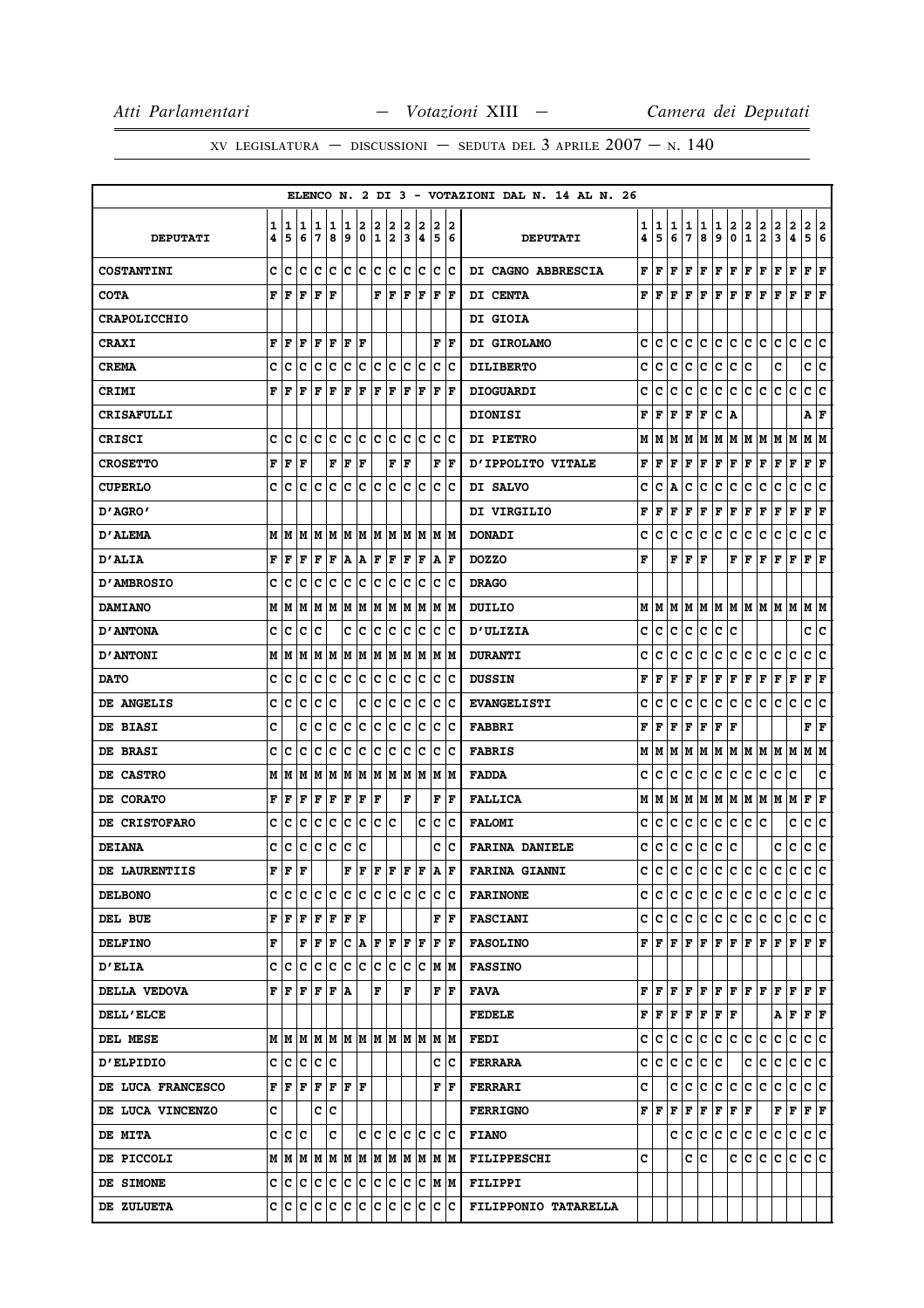XV LEGISLATURA — DISCUSSIONI — SEDUTA DEL 3 APRILE 2007 — N. 140

ELENCO N. 2 DI 3 - VOTAZIONI DAL N. 14 AL N. 26

| DEPUTATI | 14 | 15 | 16 | 17 | 18 | 19 | 20 | 21 | 22 | 23 | 24 | 25 | 26 | DEPUTATI | 14 | 15 | 16 | 17 | 18 | 19 | 20 | 21 | 22 | 23 | 24 | 25 | 26 |
|---|---|---|---|---|---|---|---|---|---|---|---|---|---|---|---|---|---|---|---|---|---|---|---|---|---|---|---|
| COSTANTINI | C | C | C | C | C | C | C | C | C | C | C | C | C | DI CAGNO ABBRESCIA | F | F | F | F | F | F | F | F | F | F | F | F | F |
| COTA | F | F | F | F | F | | | F | F | F | F | F | F | DI CENTA | F | F | F | F | F | F | F | F | F | F | F | F | F |
| CRAPOLICCHIO | | | | | | | | | | | | | | DI GIOIA | | | | | | | | | | | | | |
| CRAXI | F | F | F | F | F | F | F | | | | | F | F | DI GIROLAMO | C | C | C | C | C | C | C | C | C | C | C | C | C |
| CREMA | C | C | C | C | C | C | C | C | C | C | C | C | C | DILIBERTO | C | C | C | C | C | C | C | C | | | C | | C | C |
| CRIMI | F | F | F | F | F | F | F | F | F | F | F | F | F | DIOGUARDI | C | C | C | C | C | C | C | C | C | C | C | C | C |
| CRISAFULLI | | | | | | | | | | | | | | DIONISI | F | F | F | F | F | C | A | | | | | A | F |
| CRISCI | C | C | C | C | C | C | C | C | C | C | C | C | C | DI PIETRO | M | M | M | M | M | M | M | M | M | M | M | M | M |
| CROSETTO | F | F | F | | F | F | F | | F | F | | F | F | D'IPPOLITO VITALE | F | F | F | F | F | F | F | F | F | F | F | F | F |
| CUPERLO | C | C | C | C | C | C | C | C | C | C | C | C | C | DI SALVO | C | C | A | C | C | C | C | C | C | C | C | C | C |
| D'AGRO' | | | | | | | | | | | | | | DI VIRGILIO | F | F | F | F | F | F | F | F | F | F | F | F | F |
| D'ALEMA | M | M | M | M | M | M | M | M | M | M | M | M | M | DONADI | C | C | C | C | C | C | C | C | C | C | C | C | C |
| D'ALIA | F | F | F | F | F | A | A | F | F | F | F | A | F | DOZZO | F | | F | F | F | | F | F | F | F | F | F | F |
| D'AMBROSIO | C | C | C | C | C | C | C | C | C | C | C | C | C | DRAGO | | | | | | | | | | | | | |
| DAMIANO | M | M | M | M | M | M | M | M | M | M | M | M | M | DUILIO | M | M | M | M | M | M | M | M | M | M | M | M | M |
| D'ANTONA | C | C | C | C | | C | C | C | C | C | C | C | C | D'ULIZIA | C | C | C | C | C | C | C | | | | | C | C |
| D'ANTONI | M | M | M | M | M | M | M | M | M | M | M | M | M | DURANTI | C | C | C | C | C | C | C | C | C | C | C | C | C |
| DATO | C | C | C | C | C | C | C | C | C | C | C | C | C | DUSSIN | F | F | F | F | F | F | F | F | F | F | F | F | F |
| DE ANGELIS | C | C | C | C | C | | C | C | C | C | C | C | C | EVANGELISTI | C | C | C | C | C | C | C | C | C | C | C | C | C |
| DE BIASI | C | | C | C | C | C | C | C | C | C | C | C | C | FABBRI | F | F | F | F | F | F | F | | | | | F | F |
| DE BRASI | C | C | C | C | C | C | C | C | C | C | C | C | C | FABRIS | M | M | M | M | M | M | M | M | M | M | M | M | M |
| DE CASTRO | M | M | M | M | M | M | M | M | M | M | M | M | M | FADDA | C | C | C | C | C | C | C | C | C | C | C | | C |
| DE CORATO | F | F | F | F | F | F | F | F | | F | | F | F | FALLICA | M | M | M | M | M | M | M | M | M | M | M | F | F |
| DE CRISTOFARO | C | C | C | C | C | C | C | C | C | | C | C | C | FALOMI | C | C | C | C | C | C | C | C | C | | C | C | C |
| DEIANA | C | C | C | C | C | C | C | | | | | C | C | FARINA DANIELE | C | C | C | C | C | C | C | | | C | C | C | C |
| DE LAURENTIIS | F | F | F | | | F | F | F | F | F | F | A | F | FARINA GIANNI | C | C | C | C | C | C | C | C | C | C | C | C | C |
| DELBONO | C | C | C | C | C | C | C | C | C | C | C | C | C | FARINONE | C | C | C | C | C | C | C | C | C | C | C | C | C |
| DEL BUE | F | F | F | F | F | F | F | | | | | F | F | FASCIANI | C | C | C | C | C | C | C | C | C | C | C | C | C |
| DELFINO | F | | F | F | F | C | A | F | F | F | F | F | F | FASOLINO | F | F | F | F | F | F | F | F | F | F | F | F | F |
| D'ELIA | C | C | C | C | C | C | C | C | C | C | C | M | M | FASSINO | | | | | | | | | | | | | |
| DELLA VEDOVA | F | F | F | F | F | A | | F | | F | | F | F | FAVA | F | F | F | F | F | F | F | F | F | F | F | F | F |
| DELL'ELCE | | | | | | | | | | | | | | FEDELE | F | F | F | F | F | F | F | | | A | F | F | F |
| DEL MESE | M | M | M | M | M | M | M | M | M | M | M | M | M | FEDI | C | C | C | C | C | C | C | C | C | C | C | C | C |
| D'ELPIDIO | C | C | C | C | C | | | | | | | C | C | FERRARA | C | C | C | C | C | C | | C | C | C | C | C | C |
| DE LUCA FRANCESCO | F | F | F | F | F | F | F | | | | | F | F | FERRARI | C | | C | C | C | C | C | C | C | C | C | C | C |
| DE LUCA VINCENZO | C | | | C | C | | | | | | | | | FERRIGNO | F | F | F | F | F | F | F | F | | F | F | F | F |
| DE MITA | C | C | C | | C | | C | C | C | C | C | C | C | FIANO | | | C | C | C | C | C | C | C | C | C | C | C |
| DE PICCOLI | M | M | M | M | M | M | M | M | M | M | M | M | M | FILIPPESCHI | C | | | C | C | | C | C | C | C | C | C | C |
| DE SIMONE | C | C | C | C | C | C | C | C | C | C | C | M | M | FILIPPI | | | | | | | | | | | | | |
| DE ZULUETA | C | C | C | C | C | C | C | C | C | C | C | C | C | FILIPPONIO TATARELLA | | | | | | | | | | | | | |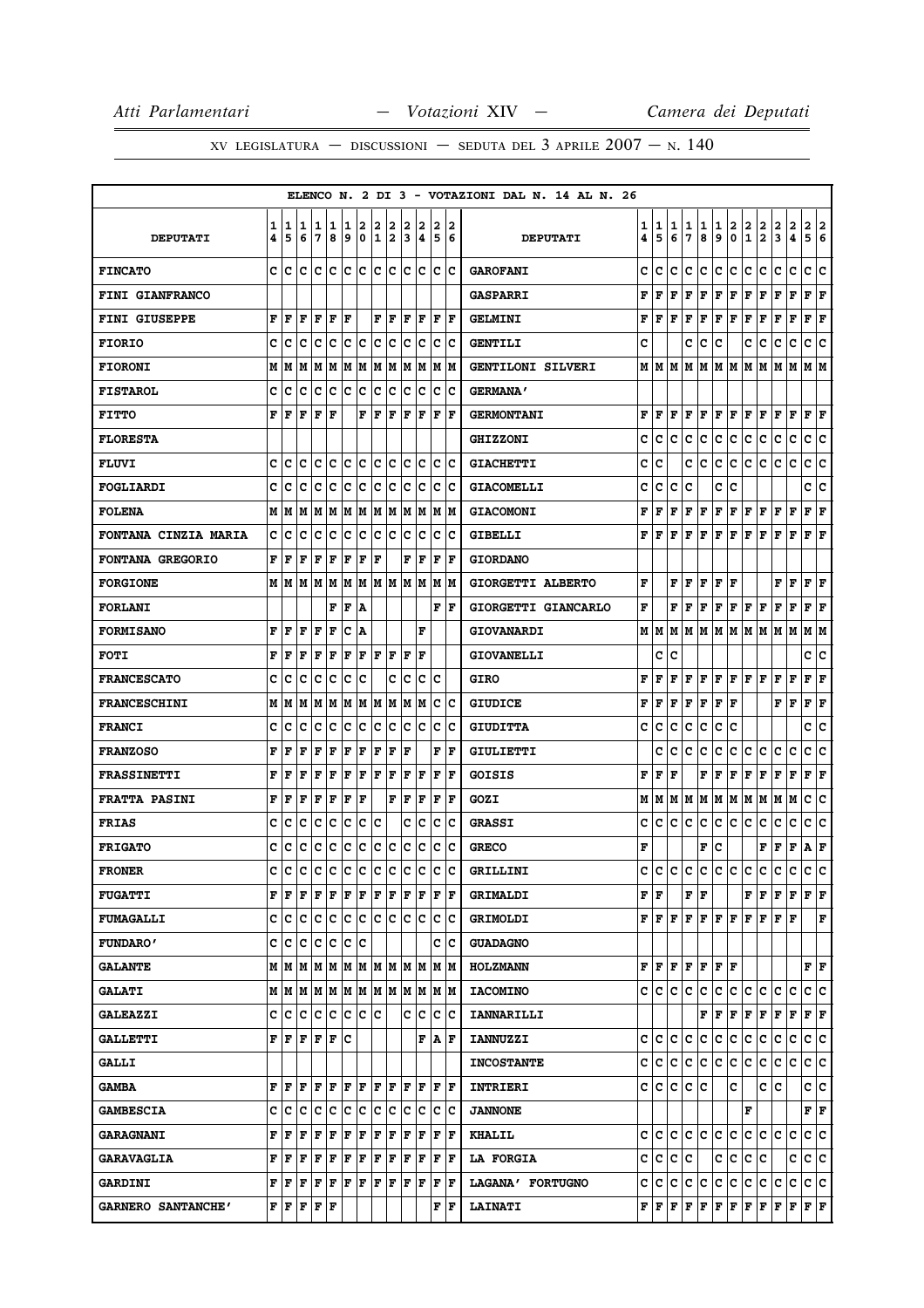ELENCO N. 2 DI 3 - VOTAZIONI DAL N. 14 AL N. 26

| DEPUTATI | 14 | 15 | 16 | 17 | 18 | 19 | 20 | 21 | 22 | 23 | 24 | 25 | 26 | DEPUTATI | 14 | 15 | 16 | 17 | 18 | 19 | 20 | 21 | 22 | 23 | 24 | 25 | 26 |
|---|---|---|---|---|---|---|---|---|---|---|---|---|---|---|---|---|---|---|---|---|---|---|---|---|---|---|---|
| FINCATO | C | C | C | C | C | C | C | C | C | C | C | C | C | GAROFANI | C | C | C | C | C | C | C | C | C | C | C | C | C |
| FINI GIANFRANCO | | | | | | | | | | | | | | GASPARRI | F | F | F | F | F | F | F | F | F | F | F | F | F |
| FINI GIUSEPPE | F | F | F | F | F | F | | F | F | F | F | F | F | GELMINI | F | F | F | F | F | F | F | F | F | F | F | F | F |
| FIORIO | C | C | C | C | C | C | C | C | C | C | C | C | C | GENTILI | C | | | C | C | C | | C | C | C | C | C | C |
| FIORONI | M | M | M | M | M | M | M | M | M | M | M | M | M | GENTILONI SILVERI | M | M | M | M | M | M | M | M | M | M | M | M | M |
| FISTAROL | C | C | C | C | C | C | C | C | C | C | C | C | C | GERMANA' | | | | | | | | | | | | | |
| FITTO | F | F | F | F | F | | F | F | F | F | F | F | F | GERMONTANI | F | F | F | F | F | F | F | F | F | F | F | F | F |
| FLORESTA | | | | | | | | | | | | | | GHIZZONI | C | C | C | C | C | C | C | C | C | C | C | C | C |
| FLUVI | C | C | C | C | C | C | C | C | C | C | C | C | C | GIACHETTI | C | C | | C | C | C | C | C | C | C | C | C | C |
| FOGLIARDI | C | C | C | C | C | C | C | C | C | C | C | C | C | GIACOMELLI | C | C | C | C | | C | C | | | | | C | C |
| FOLENA | M | M | M | M | M | M | M | M | M | M | M | M | M | GIACOMONI | F | F | F | F | F | F | F | F | F | F | F | F | F |
| FONTANA CINZIA MARIA | C | C | C | C | C | C | C | C | C | C | C | C | C | GIBELLI | F | F | F | F | F | F | F | F | F | F | F | F | F |
| FONTANA GREGORIO | F | F | F | F | F | F | F | F | | F | F | F | F | GIORDANO | | | | | | | | | | | | | |
| FORGIONE | M | M | M | M | M | M | M | M | M | M | M | M | M | GIORGETTI ALBERTO | F | | F | F | F | F | F | | | F | F | F | F |
| FORLANI | | | | | F | F | A | | | | | F | F | GIORGETTI GIANCARLO | F | | F | F | F | F | F | F | F | F | F | F | F |
| FORMISANO | F | F | F | F | F | C | A | | | | F | | | GIOVANARDI | M | M | M | M | M | M | M | M | M | M | M | M | M |
| FOTI | F | F | F | F | F | F | F | F | F | F | F | | | GIOVANELLI | | C | C | | | | | | | | | C | C |
| FRANCESCATO | C | C | C | C | C | C | C | | C | C | C | C | | GIRO | F | F | F | F | F | F | F | F | F | F | F | F | F |
| FRANCESCHINI | M | M | M | M | M | M | M | M | M | M | M | C | C | GIUDICE | F | F | F | F | F | F | F | | | F | F | F | F |
| FRANCI | C | C | C | C | C | C | C | C | C | C | C | C | C | GIUDITTA | C | C | C | C | C | C | C | | | | | C | C |
| FRANZOSO | F | F | F | F | F | F | F | F | F | | | F | F | GIULIETTI | | C | C | C | C | C | C | C | C | C | C | C | C |
| FRASSINETTI | F | F | F | F | F | F | F | F | F | F | F | F | F | GOISIS | F | F | F | | F | F | F | F | F | F | F | F | F |
| FRATTA PASINI | F | F | F | F | F | F | F | | F | F | F | F | F | GOZI | M | M | M | M | M | M | M | M | M | M | M | C | C |
| FRIAS | C | C | C | C | C | C | C | C | | C | C | C | C | GRASSI | C | C | C | C | C | C | C | C | C | C | C | C | C |
| FRIGATO | C | C | C | C | C | C | C | C | C | C | C | C | C | GRECO | F | | | | F | C | | | F | F | F | A | F |
| FRONER | C | C | C | C | C | C | C | C | C | C | C | C | C | GRILLINI | C | C | C | C | C | C | C | C | C | C | C | C | C |
| FUGATTI | F | F | F | F | F | F | F | F | F | F | F | F | F | GRIMALDI | F | F | | F | F | | | F | F | F | F | F | F |
| FUMAGALLI | C | C | C | C | C | C | C | C | C | C | C | C | C | GRIMOLDI | F | F | F | F | F | F | F | F | F | F | F | | F |
| FUNDARO' | C | C | C | C | C | C | C | | | | | C | C | GUADAGNO | | | | | | | | | | | | | |
| GALANTE | M | M | M | M | M | M | M | M | M | M | M | M | M | HOLZMANN | F | F | F | F | F | F | F | | | | | F | F |
| GALATI | M | M | M | M | M | M | M | M | M | M | M | M | M | IACOMINO | C | C | C | C | C | C | C | C | C | C | C | C | C |
| GALEAZZI | C | C | C | C | C | C | C | C | | C | C | C | C | IANNARILLI | | | | | F | F | F | F | F | F | F | F | F |
| GALLETTI | F | F | F | F | F | C | | | | | F | A | F | IANNUZZI | C | C | C | C | C | C | C | C | C | C | C | C | C |
| GALLI | | | | | | | | | | | | | | INCOSTANTE | C | C | C | C | C | C | C | C | C | C | C | C | C |
| GAMBA | F | F | F | F | F | F | F | F | F | F | F | F | F | INTRIERI | C | C | C | C | C | | C | | C | C | | C | C |
| GAMBESCIA | C | C | C | C | C | C | C | C | C | C | C | C | C | JANNONE | | | | | | | | F | | | | F | F |
| GARAGNANI | F | F | F | F | F | F | F | F | F | F | F | F | F | KHALIL | C | C | C | C | C | C | C | C | C | C | C | C | C |
| GARAVAGLIA | F | F | F | F | F | F | F | F | F | F | F | F | F | LA FORGIA | C | C | C | C | | C | C | C | C | | C | C | C |
| GARDINI | F | F | F | F | F | F | F | F | F | F | F | F | F | LAGANA' FORTUGNO | C | C | C | C | C | C | C | C | C | C | C | C | C |
| GARNERO SANTANCHE' | F | F | F | F | F | | | | | | | F | F | LAINATI | F | F | F | F | F | F | F | F | F | F | F | F | F |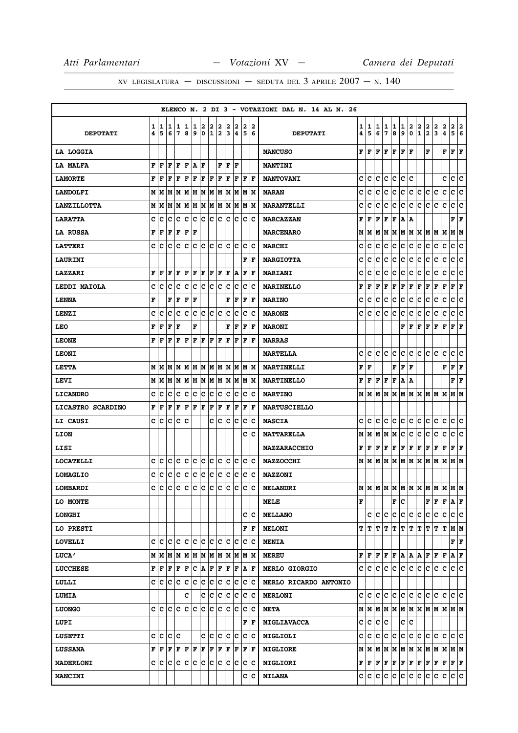ELENCO N. 2 DI 3 - VOTAZIONI DAL N. 14 AL N. 26

| DEPUTATI | 14 | 15 | 16 | 17 | 18 | 19 | 20 | 21 | 22 | 23 | 24 | 25 | 26 | DEPUTATI | 14 | 15 | 16 | 17 | 18 | 19 | 20 | 21 | 22 | 23 | 24 | 25 | 26 |
|---|---|---|---|---|---|---|---|---|---|---|---|---|---|---|---|---|---|---|---|---|---|---|---|---|---|---|---|
| LA LOGGIA | | | | | | | | | | | | | | MANCUSO | F | F | F | F | F | F | F | | F | | F | F | F |
| LA MALFA | F | F | F | F | F | A | F | | F | F | F | | | MANTINI | | | | | | | | | | | | | |
| LAMORTE | F | F | F | F | F | F | F | F | F | F | F | F | F | MANTOVANI | C | C | C | C | C | C | C | | | | C | C | C |
| LANDOLFI | M | M | M | M | M | M | M | M | M | M | M | M | M | MARAN | C | C | C | C | C | C | C | C | C | C | C | C | C |
| LANZILLOTTA | M | M | M | M | M | M | M | M | M | M | M | M | M | MARANTELLI | C | C | C | C | C | C | C | C | C | C | C | C | C |
| LARATTA | C | C | C | C | C | C | C | C | C | C | C | C | C | MARCAZZAN | F | F | F | F | F | A | A | | | | | F | F |
| LA RUSSA | F | F | F | F | F | F | | | | | | | | MARCENARO | M | M | M | M | M | M | M | M | M | M | M | M | M |
| LATTERI | C | C | C | C | C | C | C | C | C | C | C | C | C | MARCHI | C | C | C | C | C | C | C | C | C | C | C | C | C |
| LAURINI | | | | | | | | | | | | F | F | MARGIOTTA | C | C | C | C | C | C | C | C | C | C | C | C | C |
| LAZZARI | F | F | F | F | F | F | F | F | F | F | A | F | F | MARIANI | C | C | C | C | C | C | C | C | C | C | C | C | C |
| LEDDI MAIOLA | C | C | C | C | C | C | C | C | C | C | C | C | C | MARINELLO | F | F | F | F | F | F | F | F | F | F | F | F | F |
| LENNA | F | | F | F | F | F | | | | F | F | F | F | MARINO | C | C | C | C | C | C | C | C | C | C | C | C | C |
| LENZI | C | C | C | C | C | C | C | C | C | C | C | C | C | MARONE | C | C | C | C | C | C | C | C | C | C | C | C | C |
| LEO | F | F | F | F | | F | | | | F | F | F | F | MARONI | | | | | | F | F | F | F | F | F | F | F |
| LEONE | F | F | F | F | F | F | F | F | F | F | F | F | F | MARRAS | | | | | | | | | | | | | |
| LEONI | | | | | | | | | | | | | | MARTELLA | C | C | C | C | C | C | C | C | C | C | C | C | C |
| LETTA | M | M | M | M | M | M | M | M | M | M | M | M | M | MARTINELLI | F | F | | | F | F | F | | | | F | F | F |
| LEVI | M | M | M | M | M | M | M | M | M | M | M | M | M | MARTINELLO | F | F | F | F | F | A | A | | | | | F | F |
| LICANDRO | C | C | C | C | C | C | C | C | C | C | C | C | C | MARTINO | M | M | M | M | M | M | M | M | M | M | M | M | M |
| LICASTRO SCARDINO | F | F | F | F | F | F | F | F | F | F | F | F | F | MARTUSCIELLO | | | | | | | | | | | | | |
| LI CAUSI | C | C | C | C | C | | | C | C | C | C | C | C | MASCIA | C | C | C | C | C | C | C | C | C | C | C | C | C |
| LION | | | | | | | | | | | | C | C | MATTARELLA | M | M | M | M | M | C | C | C | C | C | C | C | C |
| LISI | | | | | | | | | | | | | | MAZZARACCHIO | F | F | F | F | F | F | F | F | F | F | F | F | F |
| LOCATELLI | C | C | C | C | C | C | C | C | C | C | C | C | C | MAZZOCCHI | M | M | M | M | M | M | M | M | M | M | M | M | M |
| LOMAGLIO | C | C | C | C | C | C | C | C | C | C | C | C | C | MAZZONI | | | | | | | | | | | | | |
| LOMBARDI | C | C | C | C | C | C | C | C | C | C | C | C | C | MELANDRI | M | M | M | M | M | M | M | M | M | M | M | M | M |
| LO MONTE | | | | | | | | | | | | | | MELE | F | | | | F | C | | | F | F | F | A | F |
| LONGHI | | | | | | | | | | | | C | C | MELLANO | | C | C | C | C | C | C | C | C | C | C | C | C |
| LO PRESTI | | | | | | | | | | | | F | F | MELONI | T | T | T | T | T | T | T | T | T | T | T | M | M |
| LOVELLI | C | C | C | C | C | C | C | C | C | C | C | C | C | MENIA | | | | | | | | | | | | F | F |
| LUCA' | M | M | M | M | M | M | M | M | M | M | M | M | M | MEREU | F | F | F | F | F | A | A | A | F | F | F | A | F |
| LUCCHESE | F | F | F | F | F | C | A | F | F | F | F | A | F | MERLO GIORGIO | C | C | C | C | C | C | C | C | C | C | C | C | C |
| LULLI | C | C | C | C | C | C | C | C | C | C | C | C | C | MERLO RICARDO ANTONIO | | | | | | | | | | | | | |
| LUMIA | | | | | | C | | C | C | C | C | C | C | MERLONI | C | C | C | C | C | C | C | C | C | C | C | C | C |
| LUONGO | C | C | C | C | C | C | C | C | C | C | C | C | C | META | M | M | M | M | M | M | M | M | M | M | M | M | M |
| LUPI | | | | | | | | | | | | F | F | MIGLIAVACCA | C | C | C | C | | C | C | | | | | | |
| LUSETTI | C | C | C | C | | | C | C | C | C | C | C | C | MIGLIOLI | C | C | C | C | C | C | C | C | C | C | C | C | C |
| LUSSANA | F | F | F | F | F | F | F | F | F | F | F | F | F | MIGLIORE | M | M | M | M | M | M | M | M | M | M | M | M | M |
| MADERLONI | C | C | C | C | C | C | C | C | C | C | C | C | C | MIGLIORI | F | F | F | F | F | F | F | F | F | F | F | F | F |
| MANCINI | | | | | | | | | | | | C | C | MILANA | C | C | C | C | C | C | C | C | C | C | C | C | C |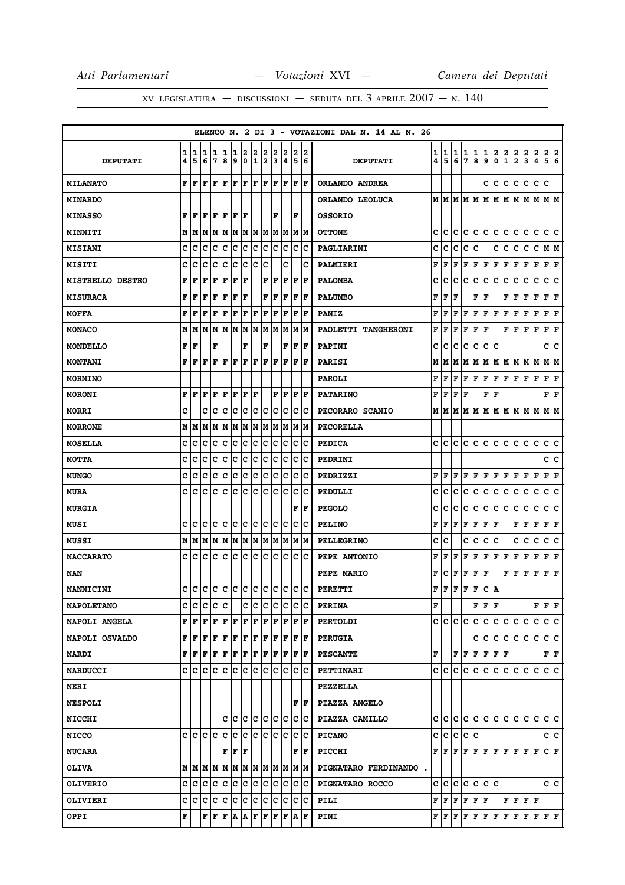XV LEGISLATURA — DISCUSSIONI — SEDUTA DEL 3 APRILE 2007 — N. 140

ELENCO N. 2 DI 3 - VOTAZIONI DAL N. 14 AL N. 26

| DEPUTATI | 14 | 15 | 16 | 17 | 18 | 19 | 20 | 21 | 22 | 23 | 24 | 25 | 26 | DEPUTATI | 14 | 15 | 16 | 17 | 18 | 19 | 20 | 21 | 22 | 23 | 24 | 25 | 26 |
|---|---|---|---|---|---|---|---|---|---|---|---|---|---|---|---|---|---|---|---|---|---|---|---|---|---|---|---|
| MILANATO | F | F | F | F | F | F | F | F | F | F | F | F | F | ORLANDO ANDREA | | | | | | C | C | C | C | C | C | C | |
| MINARDO | | | | | | | | | | | | | | ORLANDO LEOLUCA | M | M | M | M | M | M | M | M | M | M | M | M | M |
| MINASSO | F | F | F | F | F | F | F | | | F | | F | | OSSORIO | | | | | | | | | | | | | |
| MINNITI | M | M | M | M | M | M | M | M | M | M | M | M | M | OTTONE | C | C | C | C | C | C | C | C | C | C | C | C | C |
| MISIANI | C | C | C | C | C | C | C | C | C | C | C | C | C | PAGLIARINI | C | C | C | C | C | | C | C | C | C | C | M | M |
| MISITI | C | C | C | C | C | C | C | C | C | | C | | C | PALMIERI | F | F | F | F | F | F | F | F | F | F | F | F | F |
| MISTRELLO DESTRO | F | F | F | F | F | F | F | | F | F | F | F | F | PALOMBA | C | C | C | C | C | C | C | C | C | C | C | C | C |
| MISURACA | F | F | F | F | F | F | F | | F | F | F | F | F | PALUMBO | F | F | F | | F | F | | F | F | F | F | F | F |
| MOFFA | F | F | F | F | F | F | F | F | F | F | F | F | F | PANIZ | F | F | F | F | F | F | F | F | F | F | F | F | F |
| MONACO | M | M | M | M | M | M | M | M | M | M | M | M | M | PAOLETTI TANGHERONI | F | F | F | F | F | F | | F | F | F | F | F | F |
| MONDELLO | F | F | | F | | | F | | F | | F | F | F | PAPINI | C | C | C | C | C | C | C | | | | | C | C |
| MONTANI | F | F | F | F | F | F | F | F | F | F | F | F | F | PARISI | M | M | M | M | M | M | M | M | M | M | M | M | M |
| MORMINO | | | | | | | | | | | | | | PAROLI | F | F | F | F | F | F | F | F | F | F | F | F | F |
| MORONI | F | F | F | F | F | F | F | F | | F | F | F | F | PATARINO | F | F | F | F | | F | F | | | | | F | F |
| MORRI | C | | C | C | C | C | C | C | C | C | C | C | C | PECORARO SCANIO | M | M | M | M | M | M | M | M | M | M | M | M | M |
| MORRONE | M | M | M | M | M | M | M | M | M | M | M | M | M | PECORELLA | | | | | | | | | | | | | |
| MOSELLA | C | C | C | C | C | C | C | C | C | C | C | C | C | PEDICA | C | C | C | C | C | C | C | C | C | C | C | C | C |
| MOTTA | C | C | C | C | C | C | C | C | C | C | C | C | C | PEDRINI | | | | | | | | | | | | C | C |
| MUNGO | C | C | C | C | C | C | C | C | C | C | C | C | C | PEDRIZZI | F | F | F | F | F | F | F | F | F | F | F | F | F |
| MURA | C | C | C | C | C | C | C | C | C | C | C | C | C | PEDULLI | C | C | C | C | C | C | C | C | C | C | C | C | C |
| MURGIA | | | | | | | | | | | | F | F | PEGOLO | C | C | C | C | C | C | C | C | C | C | C | C | C |
| MUSI | C | C | C | C | C | C | C | C | C | C | C | C | C | PELINO | F | F | F | F | F | F | F | | F | F | F | F | F |
| MUSSI | M | M | M | M | M | M | M | M | M | M | M | M | M | PELLEGRINO | C | C | | C | C | C | C | | C | C | C | C | C |
| NACCARATO | C | C | C | C | C | C | C | C | C | C | C | C | C | PEPE ANTONIO | F | F | F | F | F | F | F | F | F | F | F | F | F |
| NAN | | | | | | | | | | | | | | PEPE MARIO | F | C | F | F | F | F | | F | F | F | F | F | F |
| NANNICINI | C | C | C | C | C | C | C | C | C | C | C | C | C | PERETTI | F | F | F | F | F | C | A | | | | | | |
| NAPOLETANO | C | C | C | C | C | | C | C | C | C | C | C | C | PERINA | F | | | | F | F | F | | | | F | F | F |
| NAPOLI ANGELA | F | F | F | F | F | F | F | F | F | F | F | F | F | PERTOLDI | C | C | C | C | C | C | C | C | C | C | C | C | C |
| NAPOLI OSVALDO | F | F | F | F | F | F | F | F | F | F | F | F | F | PERUGIA | | | | | C | C | C | C | C | C | C | C | C |
| NARDI | F | F | F | F | F | F | F | F | F | F | F | F | F | PESCANTE | F | | F | F | F | F | F | F | | | | F | F |
| NARDUCCI | C | C | C | C | C | C | C | C | C | C | C | C | C | PETTINARI | C | C | C | C | C | C | C | C | C | C | C | C | C |
| NERI | | | | | | | | | | | | | | PEZZELLA | | | | | | | | | | | | | |
| NESPOLI | | | | | | | | | | | | F | F | PIAZZA ANGELO | | | | | | | | | | | | | |
| NICCHI | | | | | C | C | C | C | C | C | C | C | C | PIAZZA CAMILLO | C | C | C | C | C | C | C | C | C | C | C | C | C |
| NICCO | C | C | C | C | C | C | C | C | C | C | C | C | C | PICANO | C | C | C | C | C | | | | | | | C | C |
| NUCARA | | | | | F | F | F | | | | | F | F | PICCHI | F | F | F | F | F | F | F | F | F | F | F | C | F |
| OLIVA | M | M | M | M | M | M | M | M | M | M | M | M | M | PIGNATARO FERDINANDO . | | | | | | | | | | | | | |
| OLIVERIO | C | C | C | C | C | C | C | C | C | C | C | C | C | PIGNATARO ROCCO | C | C | C | C | C | C | C | | | | | C | C |
| OLIVIERI | C | C | C | C | C | C | C | C | C | C | C | C | C | PILI | F | F | F | F | F | F | | F | F | F | F | | |
| OPPI | F | | F | F | F | A | A | F | F | F | F | A | F | PINI | F | F | F | F | F | F | F | F | F | F | F | F | F |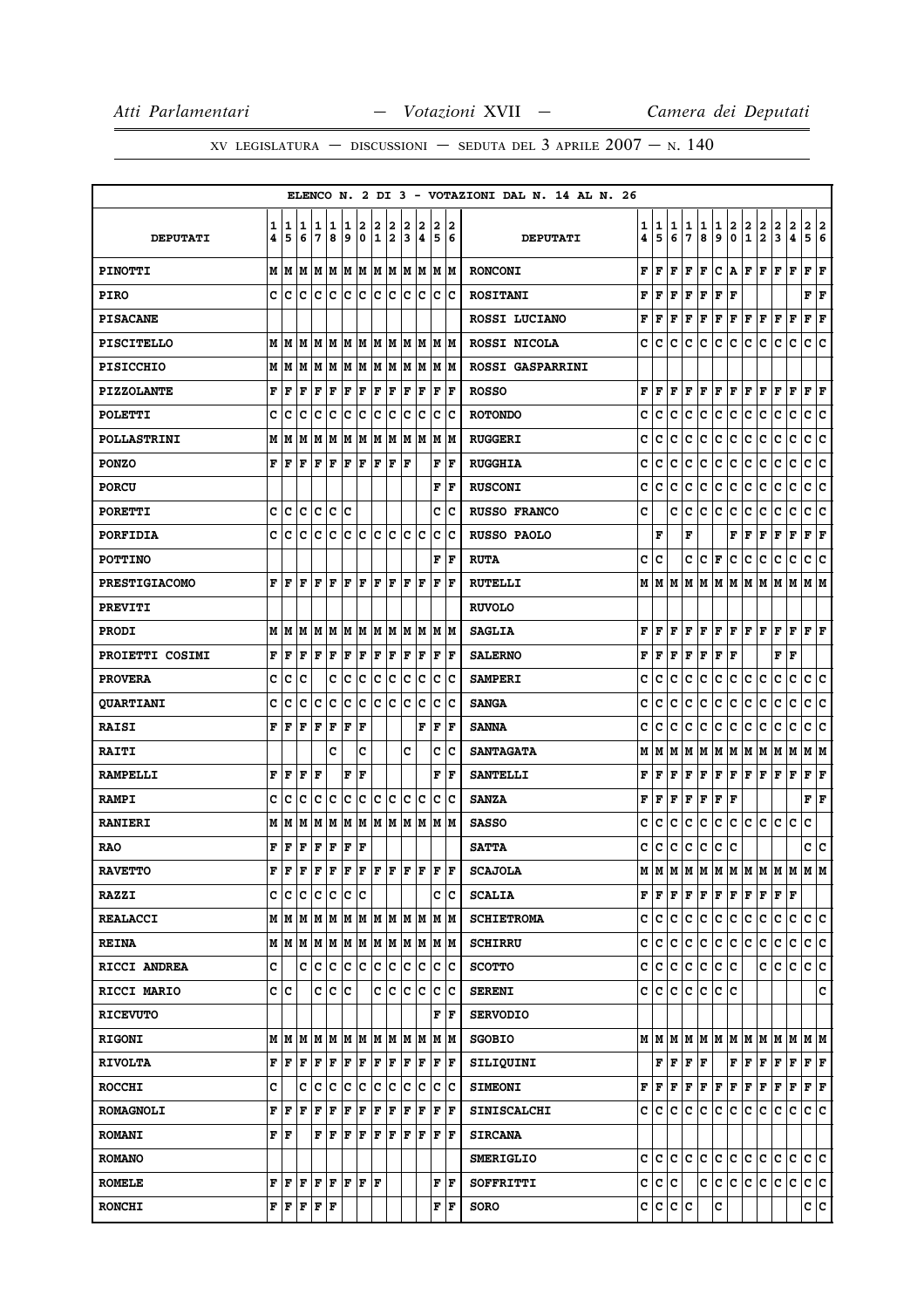XV LEGISLATURA — DISCUSSIONI — SEDUTA DEL 3 APRILE 2007 — N. 140

ELENCO N. 2 DI 3 - VOTAZIONI DAL N. 14 AL N. 26

| DEPUTATI | 14 | 15 | 16 | 17 | 18 | 19 | 20 | 21 | 22 | 23 | 24 | 25 | 26 | DEPUTATI | 14 | 15 | 16 | 17 | 18 | 19 | 20 | 21 | 22 | 23 | 24 | 25 | 26 |
|---|---|---|---|---|---|---|---|---|---|---|---|---|---|---|---|---|---|---|---|---|---|---|---|---|---|---|---|
| PINOTTI | M | M | M | M | M | M | M | M | M | M | M | M | M | RONCONI | F | F | F | F | F | C | A | F | F | F | F | F | F |
| PIRO | C | C | C | C | C | C | C | C | C | C | C | C | C | ROSITANI | F | F | F | F | F | F | F | | | | | F | F |
| PISACANE | | | | | | | | | | | | | | ROSSI LUCIANO | F | F | F | F | F | F | F | F | F | F | F | F | F |
| PISCITELLO | M | M | M | M | M | M | M | M | M | M | M | M | M | ROSSI NICOLA | C | C | C | C | C | C | C | C | C | C | C | C | C |
| PISICCHIO | M | M | M | M | M | M | M | M | M | M | M | M | M | ROSSI GASPARRINI | | | | | | | | | | | | | |
| PIZZOLANTE | F | F | F | F | F | F | F | F | F | F | F | F | F | ROSSO | F | F | F | F | F | F | F | F | F | F | F | F | F |
| POLETTI | C | C | C | C | C | C | C | C | C | C | C | C | C | ROTONDO | C | C | C | C | C | C | C | C | C | C | C | C | C |
| POLLASTRINI | M | M | M | M | M | M | M | M | M | M | M | M | M | RUGGERI | C | C | C | C | C | C | C | C | C | C | C | C | C |
| PONZO | F | F | F | F | F | F | F | F | F | F | | F | F | RUGGHIA | C | C | C | C | C | C | C | C | C | C | C | C | C |
| PORCU | | | | | | | | | | | | F | F | RUSCONI | C | C | C | C | C | C | C | C | C | C | C | C | C |
| PORETTI | C | C | C | C | C | C | | | | | | C | C | RUSSO FRANCO | C | | C | C | C | C | C | C | C | C | C | C | C |
| PORFIDIA | C | C | C | C | C | C | C | C | C | C | C | C | C | RUSSO PAOLO | | F | | F | | | F | F | F | F | F | F | F |
| POTTINO | | | | | | | | | | | | F | F | RUTA | C | C | | C | C | F | C | C | C | C | C | C | C |
| PRESTIGIACOMO | F | F | F | F | F | F | F | F | F | F | F | F | F | RUTELLI | M | M | M | M | M | M | M | M | M | M | M | M | M |
| PREVITI | | | | | | | | | | | | | | RUVOLO | | | | | | | | | | | | | |
| PRODI | M | M | M | M | M | M | M | M | M | M | M | M | M | SAGLIA | F | F | F | F | F | F | F | F | F | F | F | F | F |
| PROIETTI COSIMI | F | F | F | F | F | F | F | F | F | F | F | F | F | SALERNO | F | F | F | F | F | F | F | | | F | F | | |
| PROVERA | C | C | C | | C | C | C | C | C | C | C | C | C | SAMPERI | C | C | C | C | C | C | C | C | C | C | C | C | C |
| QUARTIANI | C | C | C | C | C | C | C | C | C | C | C | C | C | SANGA | C | C | C | C | C | C | C | C | C | C | C | C | C |
| RAISI | F | F | F | F | F | F | F | | | | F | F | F | SANNA | C | C | C | C | C | C | C | C | C | C | C | C | C |
| RAITI | | | | | C | | C | | | C | | C | C | SANTAGATA | M | M | M | M | M | M | M | M | M | M | M | M | M |
| RAMPELLI | F | F | F | F | | F | F | | | | | F | F | SANTELLI | F | F | F | F | F | F | F | F | F | F | F | F | F |
| RAMPI | C | C | C | C | C | C | C | C | C | C | C | C | C | SANZA | F | F | F | F | F | F | F | | | | | F | F |
| RANIERI | M | M | M | M | M | M | M | M | M | M | M | M | M | SASSO | C | C | C | C | C | C | C | C | C | C | C | C | |
| RAO | F | F | F | F | F | F | F | | | | | | | SATTA | C | C | C | C | C | C | C | | | | | C | C |
| RAVETTO | F | F | F | F | F | F | F | F | F | F | F | F | F | SCAJOLA | M | M | M | M | M | M | M | M | M | M | M | M | M |
| RAZZI | C | C | C | C | C | C | C | | | | | C | C | SCALIA | F | F | F | F | F | F | F | F | F | F | F | | |
| REALACCI | M | M | M | M | M | M | M | M | M | M | M | M | M | SCHIETROMA | C | C | C | C | C | C | C | C | C | C | C | C | C |
| REINA | M | M | M | M | M | M | M | M | M | M | M | M | M | SCHIRRU | C | C | C | C | C | C | C | C | C | C | C | C | C |
| RICCI ANDREA | C | | C | C | C | C | C | C | C | C | C | C | C | SCOTTO | C | C | C | C | C | C | C | | C | C | C | C | C |
| RICCI MARIO | C | C | | C | C | C | | C | C | C | C | C | C | SERENI | C | C | C | C | C | C | C | | | | | | C |
| RICEVUTO | | | | | | | | | | | | F | F | SERVODIO | | | | | | | | | | | | | |
| RIGONI | M | M | M | M | M | M | M | M | M | M | M | M | M | SGOBIO | M | M | M | M | M | M | M | M | M | M | M | M | M |
| RIVOLTA | F | F | F | F | F | F | F | F | F | F | F | F | F | SILIQUINI | | F | F | F | F | | F | F | F | F | F | F | F |
| ROCCHI | C | | C | C | C | C | C | C | C | C | C | C | C | SIMEONI | F | F | F | F | F | F | F | F | F | F | F | F | F |
| ROMAGNOLI | F | F | F | F | F | F | F | F | F | F | F | F | F | SINISCALCHI | C | C | C | C | C | C | C | C | C | C | C | C | C |
| ROMANI | F | F | | F | F | F | F | F | F | F | F | F | F | SIRCANA | | | | | | | | | | | | | |
| ROMANO | | | | | | | | | | | | | | SMERIGLIO | C | C | C | C | C | C | C | C | C | C | C | C | C |
| ROMELE | F | F | F | F | F | F | F | F | | | | F | F | SOFFRITTI | C | C | C | | C | C | C | C | C | C | C | C | C |
| RONCHI | F | F | F | F | F | | | | | | | F | F | SORO | C | C | C | C | | C | | | | | | C | C |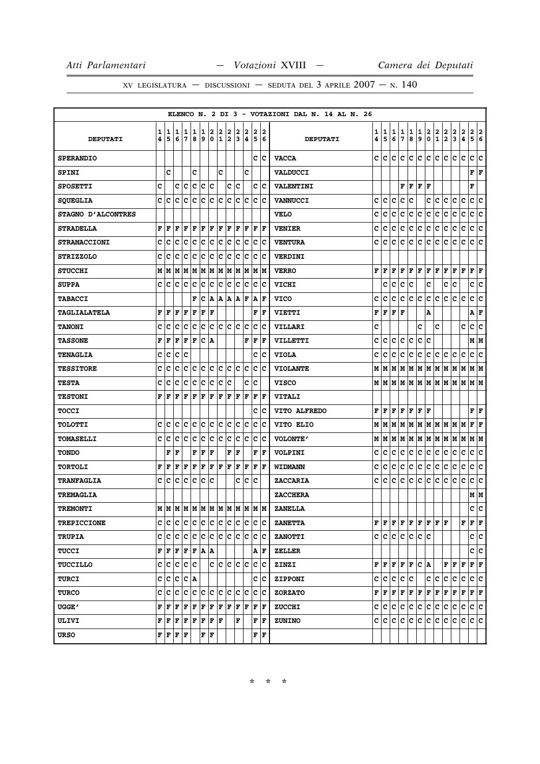ELENCO N. 2 DI 3 - VOTAZIONI DAL N. 14 AL N. 26

| DEPUTATI | 14 | 15 | 16 | 17 | 18 | 19 | 20 | 21 | 22 | 23 | 24 | 25 | 26 | DEPUTATI | 14 | 15 | 16 | 17 | 18 | 19 | 20 | 21 | 22 | 23 | 24 | 25 | 26 |
|---|---|---|---|---|---|---|---|---|---|---|---|---|---|---|---|---|---|---|---|---|---|---|---|---|---|---|---|
| SPERANDIO | | | | | | | | | | | | C | C | VACCA | C | C | C | C | C | C | C | C | C | C | C | C | C |
| SPINI | | C | | | | C | | | C | | | C | | VALDUCCI | | | | | | | | | | | | F | F |
| SPOSETTI | C | | C | C | C | C | C | | C | C | | C | C | VALENTINI | | | | F | F | F | F | | | | | F | |
| SQUEGLIA | C | C | C | C | C | C | C | C | C | C | C | C | C | VANNUCCI | C | C | C | C | C | | C | C | C | C | C | C | C |
| STAGNO D'ALCONTRES | | | | | | | | | | | | | | VELO | C | C | C | C | C | C | C | C | C | C | C | C | C |
| STRADELLA | F | F | F | F | F | F | F | F | F | F | F | F | F | VENIER | C | C | C | C | C | C | C | C | C | C | C | C | C |
| STRAMACCIONI | C | C | C | C | C | C | C | C | C | C | C | C | C | VENTURA | C | C | C | C | C | C | C | C | C | C | C | C | C |
| STRIZZOLO | C | C | C | C | C | C | C | C | C | C | C | C | C | VERDINI | | | | | | | | | | | | | |
| STUCCHI | M | M | M | M | M | M | M | M | M | M | M | M | M | VERRO | F | F | F | F | F | F | F | F | F | F | F | F | F |
| SUPPA | C | C | C | C | C | C | C | C | C | C | C | C | C | VICHI | | C | C | C | | | C | | C | C | | C | C |
| TABACCI | | | | | F | C | A | A | A | A | F | A | F | VICO | C | C | C | C | C | C | C | C | C | C | C | C | C |
| TAGLIALATELA | F | F | F | F | F | F | F | | | | | F | F | VIETTI | F | F | F | | | | A | | | | | A | F |
| TANONI | C | C | C | C | C | C | C | C | C | C | C | C | C | VILLARI | C | | | | | C | | C | | | C | C | C |
| TASSONE | F | F | F | F | F | C | A | | | | F | F | F | VILLETTI | C | C | C | C | C | C | C | | | | | M | M |
| TENAGLIA | C | C | C | C | | | | | | | | C | C | VIOLA | C | C | C | C | C | C | C | C | C | C | C | C | C |
| TESSITORE | C | C | C | C | C | C | C | C | C | C | C | C | C | VIOLANTE | M | M | M | M | M | M | M | M | M | M | M | M | M |
| TESTA | C | C | C | C | C | C | C | C | C | | C | C | | VISCO | M | M | M | M | M | M | M | M | M | M | M | M | M |
| TESTONI | F | F | F | F | F | F | F | F | F | F | F | F | F | VITALI | | | | | | | | | | | | | |
| TOCCI | | | | | | | | | | | | C | C | VITO ALFREDO | F | F | F | F | F | F | F | | | | | F | F |
| TOLOTTI | C | C | C | C | C | C | C | C | C | C | C | C | C | VITO ELIO | M | M | M | M | M | M | M | M | M | M | M | F | F |
| TOMASELLI | C | C | C | C | C | C | C | C | C | C | C | C | C | VOLONTE' | M | M | M | M | M | M | M | M | M | M | M | M | M |
| TONDO | | F | F | | F | F | F | | F | F | | F | F | VOLPINI | C | C | C | C | C | C | C | C | C | C | C | C | C |
| TORTOLI | F | F | F | F | F | F | F | F | F | F | F | F | F | WIDMANN | C | C | C | C | C | C | C | C | C | C | C | C | C |
| TRANFAGLIA | C | C | C | C | C | C | C | | | C | C | C | | ZACCARIA | C | C | C | C | C | C | C | C | C | C | C | C | C |
| TREMAGLIA | | | | | | | | | | | | | | ZACCHERA | | | | | | | | | | | | M | M |
| TREMONTI | M | M | M | M | M | M | M | M | M | M | M | M | M | ZANELLA | | | | | | | | | | | | C | C |
| TREPICCIONE | C | C | C | C | C | C | C | C | C | C | C | C | C | ZANETTA | F | F | F | F | F | F | F | F | F | | F | F | F |
| TRUPIA | C | C | C | C | C | C | C | C | C | C | C | C | C | ZANOTTI | C | C | C | C | C | C | C | | | | | C | C |
| TUCCI | F | F | F | F | F | A | A | | | | | A | F | ZELLER | | | | | | | | | | | | C | C |
| TUCCILLO | C | C | C | C | C | | C | C | C | C | C | C | C | ZINZI | F | F | F | F | C | A | | | F | F | F | F | F |
| TURCI | C | C | C | C | A | | | | | | | C | C | ZIPPONI | C | C | C | C | C | | C | C | C | C | C | C | C |
| TURCO | C | C | C | C | C | C | C | C | C | C | C | C | C | ZORZATO | F | F | F | F | F | F | F | F | F | F | F | F | F |
| UGGE' | F | F | F | F | F | F | F | F | F | F | F | F | F | ZUCCHI | C | C | C | C | C | C | C | C | C | C | C | C | C |
| ULIVI | F | F | F | F | F | F | F | F | | F | | F | F | ZUNINO | C | C | C | C | C | C | C | C | C | C | C | C | C |
| URSO | F | F | F | F | | F | F | | | | | F | F | | | | | | | | | | | | | | |

\* \* \*